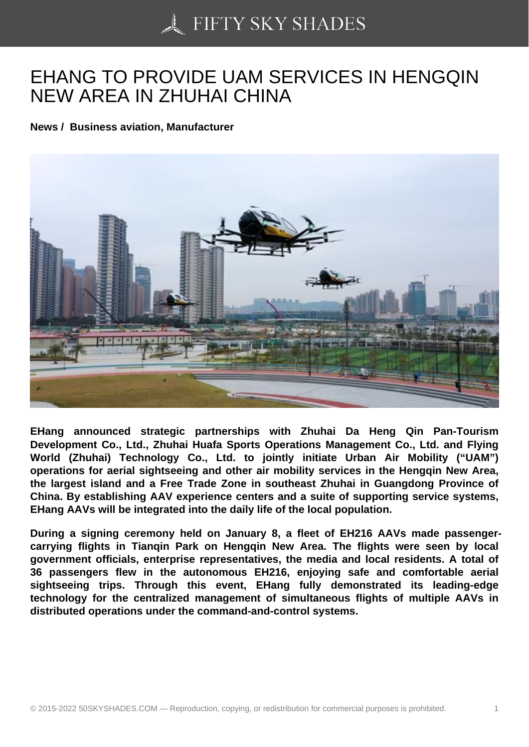# EHANG TO PROVIDE UAM SERVICES IN HENGQIN NEW AREA IN ZHUHAI CHINA

**News / Business aviation, Manufacturer**

**EHang announced strategic partnerships with Zhuhai Da Heng Qin Pan-Tourism Development Co., Ltd., Zhuhai Huafa Sports Operations Management Co., Ltd. and Flying World (Zhuhai) Technology Co., Ltd. to jointly initiate Urban Air Mobility ("UAM") operations for aerial sightseeing and other air mobility services in the Hengqin New Area, the largest island and a Free Trade Zone in southeast Zhuhai in Guangdong Province of China. By establishing AAV experience centers and a suite of supporting service systems, EHang AAVs will be integrated into the daily life of the local population.**

**During a signing ceremony held on January 8, a fleet of EH216 AAVs made passenger-carrying flights in Tianqin Park on Hengqin New Area. The flights were seen by local government officials, enterprise representatives, the media and local residents. A total of 36 passengers flew in the autonomous EH216, enjoying safe and comfortable aerial sightseeing trips. Through this event, EHang fully demonstrated its leading-edge technology for the centralized management of simultaneous flights of multiple AAVs in distributed operations under the command-and-control systems.**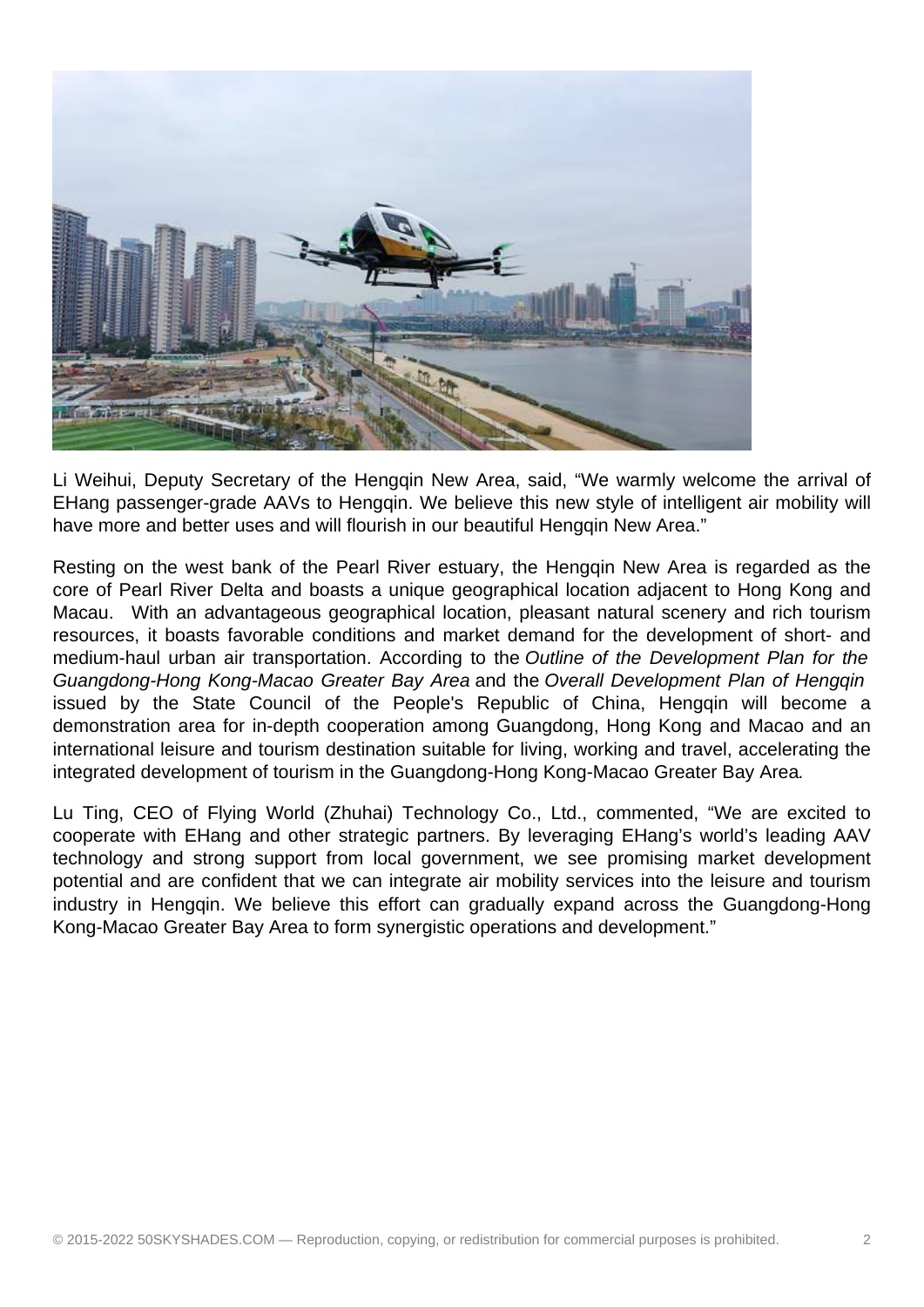Li Weihui, Deputy Secretary of the Hengqin New Area, said, “We warmly welcome the arrival of EHang passenger-grade AAVs to Hengqin. We believe this new style of intelligent air mobility will have more and better uses and will flourish in our beautiful Hengqin New Area.”

Resting on the west bank of the Pearl River estuary, the Hengqin New Area is regarded as the core of Pearl River Delta and boasts a unique geographical location adjacent to Hong Kong and Macau. With an advantageous geographical location, pleasant natural scenery and rich tourism resources, it boasts favorable conditions and market demand for the development of short- and medium-haul urban air transportation. According to the *Outline of the Development Plan for the Guangdong-Hong Kong-Macao Greater Bay Area* and the *Overall Development Plan of Hengqin* issued by the State Council of the People's Republic of China, Hengqin will become a demonstration area for in-depth cooperation among Guangdong, Hong Kong and Macao and an international leisure and tourism destination suitable for living, working and travel, accelerating the integrated development of tourism in the Guangdong-Hong Kong-Macao Greater Bay Area.

Lu Ting, CEO of Flying World (Zhuhai) Technology Co., Ltd., commented, “We are excited to cooperate with EHang and other strategic partners. By leveraging EHang’s world’s leading AAV technology and strong support from local government, we see promising market development potential and are confident that we can integrate air mobility services into the leisure and tourism industry in Hengqin. We believe this effort can gradually expand across the Guangdong-Hong Kong-Macao Greater Bay Area to form synergistic operations and development.”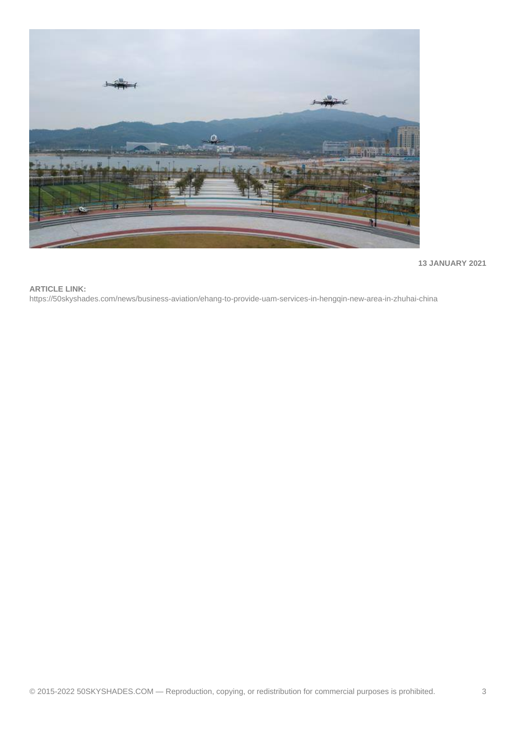**13 JANUARY 2021**

**ARTICLE LINK:**
https://50skyshades.com/news/business-aviation/ehang-to-provide-uam-services-in-hengqin-new-area-in-zhuhai-china